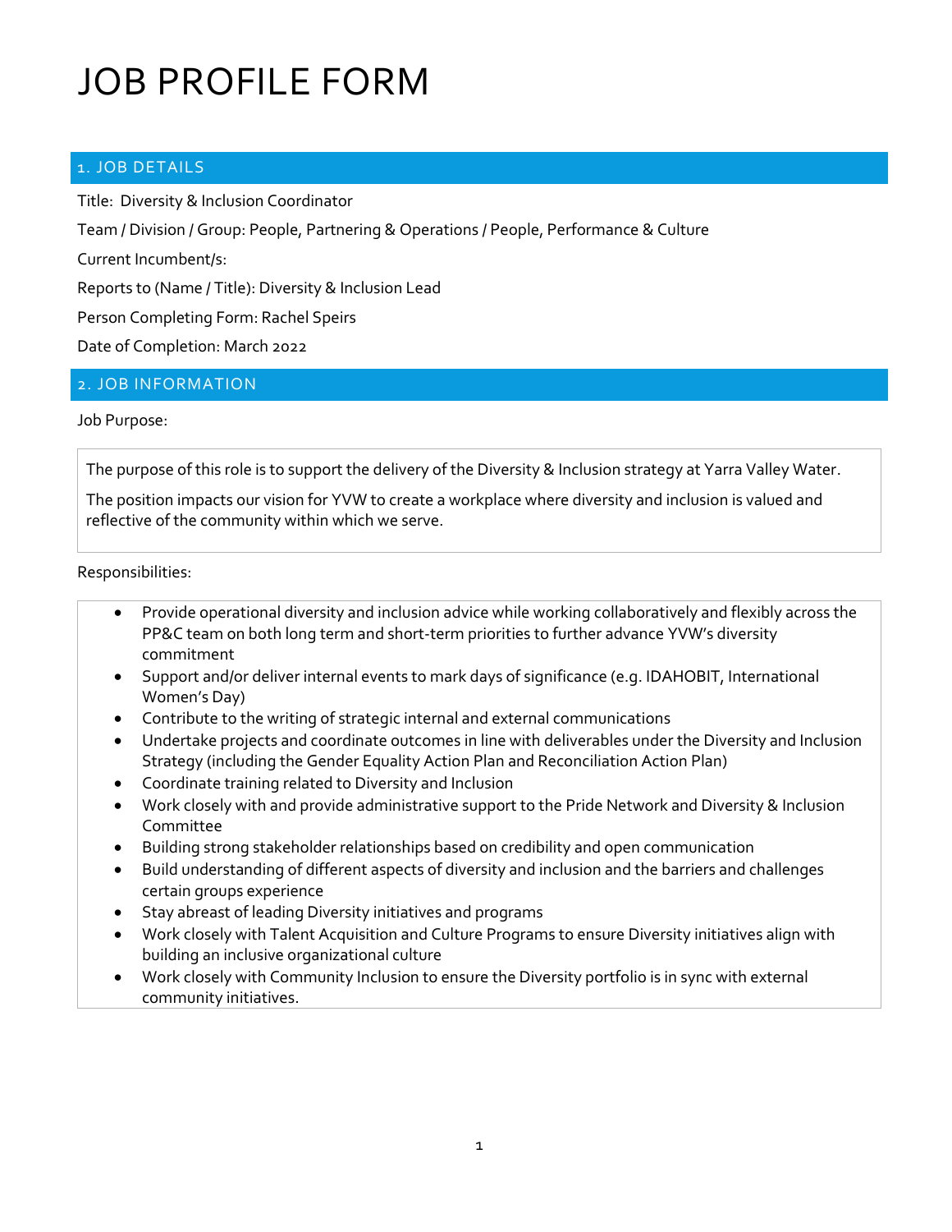# JOB PROFILE FORM

## 1. JOB DETAILS

Title: Diversity & Inclusion Coordinator

Team / Division / Group: People, Partnering & Operations / People, Performance & Culture

Current Incumbent/s:

Reports to (Name / Title): Diversity & Inclusion Lead

Person Completing Form: Rachel Speirs

Date of Completion: March 2022

## 2. JOB INFORMATION

Job Purpose:

The purpose of this role is to support the delivery of the Diversity & Inclusion strategy at Yarra Valley Water.

The position impacts our vision for YVW to create a workplace where diversity and inclusion is valued and reflective of the community within which we serve.

Responsibilities:

- Provide operational diversity and inclusion advice while working collaboratively and flexibly across the PP&C team on both long term and short-term priorities to further advance YVW's diversity commitment
- Support and/or deliver internal events to mark days of significance (e.g. IDAHOBIT, International Women's Day)
- Contribute to the writing of strategic internal and external communications
- Undertake projects and coordinate outcomes in line with deliverables under the Diversity and Inclusion Strategy (including the Gender Equality Action Plan and Reconciliation Action Plan)
- Coordinate training related to Diversity and Inclusion
- Work closely with and provide administrative support to the Pride Network and Diversity & Inclusion Committee
- Building strong stakeholder relationships based on credibility and open communication
- Build understanding of different aspects of diversity and inclusion and the barriers and challenges certain groups experience
- Stay abreast of leading Diversity initiatives and programs
- Work closely with Talent Acquisition and Culture Programs to ensure Diversity initiatives align with building an inclusive organizational culture
- Work closely with Community Inclusion to ensure the Diversity portfolio is in sync with external community initiatives.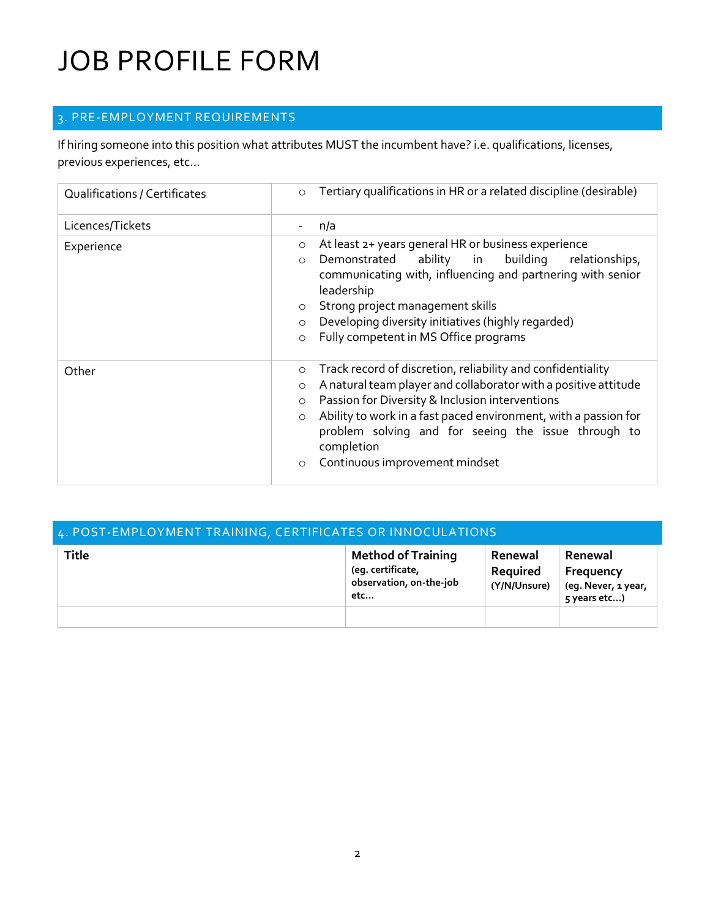# JOB PROFILE FORM

## 3. PRE-EMPLOYMENT REQUIREMENTS

If hiring someone into this position what attributes MUST the incumbent have? i.e. qualifications, licenses, previous experiences, etc…

| | |
|---|---|
| Qualifications / Certificates | ○ Tertiary qualifications in HR or a related discipline (desirable) |
| Licences/Tickets | - n/a |
| Experience | ○ At least 2+ years general HR or business experience<br>○ Demonstrated ability in building relationships, communicating with, influencing and partnering with senior leadership<br>○ Strong project management skills<br>○ Developing diversity initiatives (highly regarded)<br>○ Fully competent in MS Office programs |
| Other | ○ Track record of discretion, reliability and confidentiality<br>○ A natural team player and collaborator with a positive attitude<br>○ Passion for Diversity & Inclusion interventions<br>○ Ability to work in a fast paced environment, with a passion for problem solving and for seeing the issue through to completion<br>○ Continuous improvement mindset |

## 4. POST-EMPLOYMENT TRAINING, CERTIFICATES OR INNOCULATIONS

| **Title** | **Method of Training** (eg. certificate, observation, on-the-job etc… | **Renewal Required** (Y/N/Unsure) | **Renewal Frequency** (eg. Never, 1 year, 5 years etc…) |
|---|---|---|---|
| | | | |